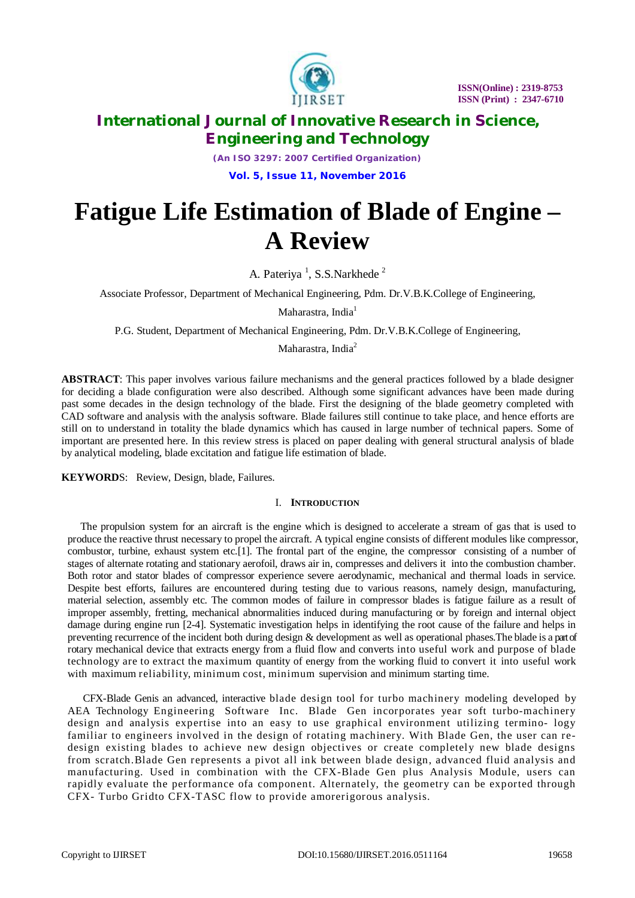# International Journal of Innovative Research in Science, Engineering and Technology

*(An ISO 3297: 2007 Certified Organization)*

**Vol. 5, Issue 11, November 2016**

# Fatigue Life Estimation of Blade of Engine – A Review

A. Pateriya [1], S.S.Narkhede [2]

Associate Professor, Department of Mechanical Engineering, Pdm. Dr.V.B.K.College of Engineering, Maharastra, India[1]

P.G. Student, Department of Mechanical Engineering, Pdm. Dr.V.B.K.College of Engineering, Maharastra, India[2]

**ABSTRACT**: This paper involves various failure mechanisms and the general practices followed by a blade designer for deciding a blade configuration were also described. Although some significant advances have been made during past some decades in the design technology of the blade. First the designing of the blade geometry completed with CAD software and analysis with the analysis software. Blade failures still continue to take place, and hence efforts are still on to understand in totality the blade dynamics which has caused in large number of technical papers. Some of important are presented here. In this review stress is placed on paper dealing with general structural analysis of blade by analytical modeling, blade excitation and fatigue life estimation of blade.

**KEYWORDS**: Review, Design, blade, Failures.

## I. INTRODUCTION

The propulsion system for an aircraft is the engine which is designed to accelerate a stream of gas that is used to produce the reactive thrust necessary to propel the aircraft. A typical engine consists of different modules like compressor, combustor, turbine, exhaust system etc.[1]. The frontal part of the engine, the compressor consisting of a number of stages of alternate rotating and stationary aerofoil, draws air in, compresses and delivers it into the combustion chamber. Both rotor and stator blades of compressor experience severe aerodynamic, mechanical and thermal loads in service. Despite best efforts, failures are encountered during testing due to various reasons, namely design, manufacturing, material selection, assembly etc. The common modes of failure in compressor blades is fatigue failure as a result of improper assembly, fretting, mechanical abnormalities induced during manufacturing or by foreign and internal object damage during engine run [2-4]. Systematic investigation helps in identifying the root cause of the failure and helps in preventing recurrence of the incident both during design & development as well as operational phases.The blade is a part of rotary mechanical device that extracts energy from a fluid flow and converts into useful work and purpose of blade technology are to extract the maximum quantity of energy from the working fluid to convert it into useful work with maximum reliability, minimum cost, minimum supervision and minimum starting time.

CFX-Blade Genis an advanced, interactive blade design tool for turbo machinery modeling developed by AEA Technology Engineering Software Inc. Blade Gen incorporates year soft turbo-machinery design and analysis expertise into an easy to use graphical environment utilizing termino- logy familiar to engineers involved in the design of rotating machinery. With Blade Gen, the user can re-design existing blades to achieve new design objectives or create completely new blade designs from scratch.Blade Gen represents a pivot all ink between blade design, advanced fluid analysis and manufacturing. Used in combination with the CFX-Blade Gen plus Analysis Module, users can rapidly evaluate the performance ofa component. Alternately, the geometry can be exported through CFX- Turbo Gridto CFX-TASC flow to provide amorerigorous analysis.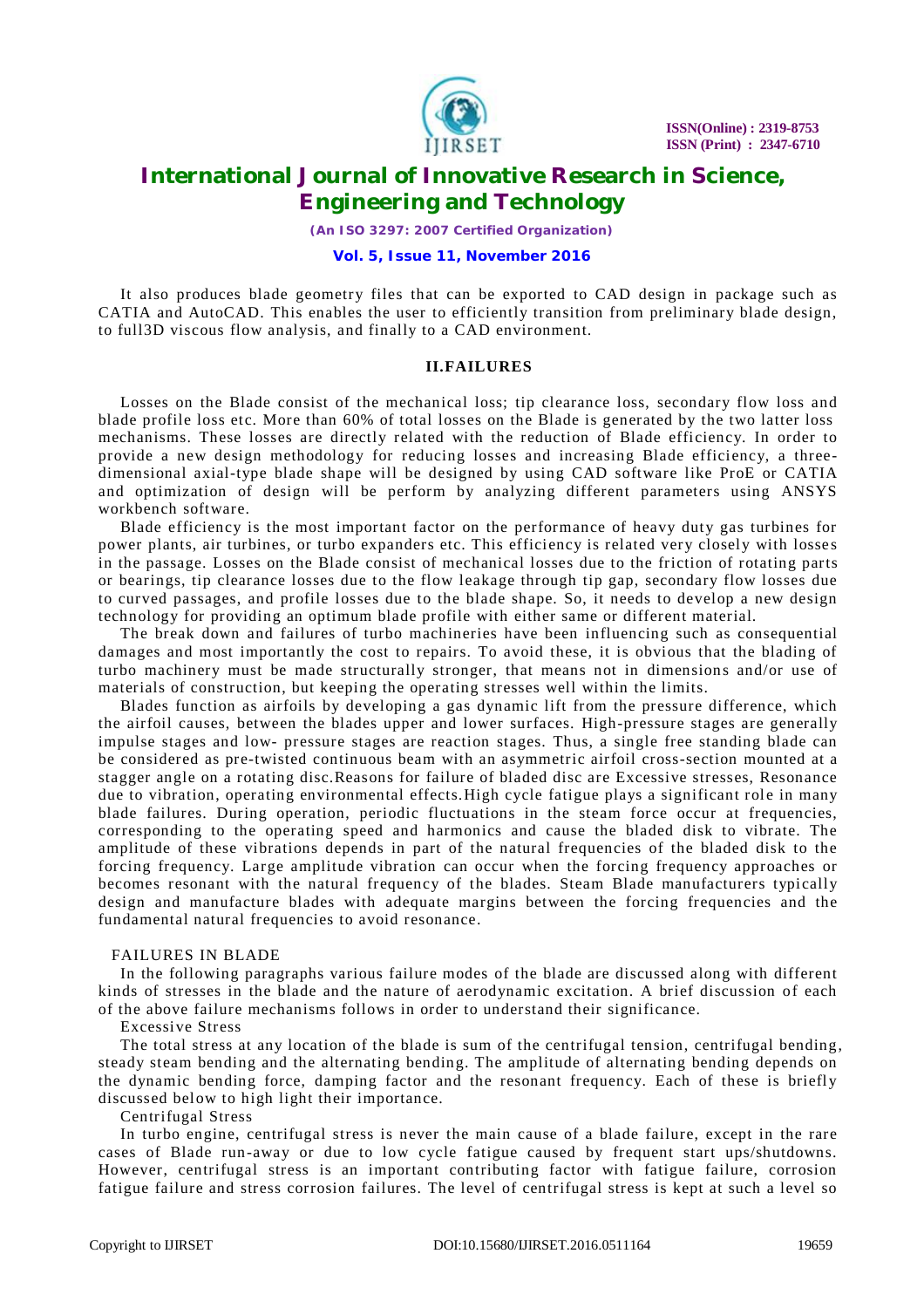It also produces blade geometry files that can be exported to CAD design in package such as CATIA and AutoCAD. This enables the user to efficiently transition from preliminary blade design, to full3D viscous flow analysis, and finally to a CAD environment.

## II.FAILURES

Losses on the Blade consist of the mechanical loss; tip clearance loss, secondary flow loss and blade profile loss etc. More than 60% of total losses on the Blade is generated by the two latter loss mechanisms. These losses are directly related with the reduction of Blade efficiency. In order to provide a new design methodology for reducing losses and increasing Blade efficiency, a three-dimensional axial-type blade shape will be designed by using CAD software like ProE or CATIA and optimization of design will be perform by analyzing different parameters using ANSYS workbench software.

Blade efficiency is the most important factor on the performance of heavy duty gas turbines for power plants, air turbines, or turbo expanders etc. This efficiency is related very closely with losses in the passage. Losses on the Blade consist of mechanical losses due to the friction of rotating parts or bearings, tip clearance losses due to the flow leakage through tip gap, secondary flow losses due to curved passages, and profile losses due to the blade shape. So, it needs to develop a new design technology for providing an optimum blade profile with either same or different material.

The break down and failures of turbo machineries have been influencing such as consequential damages and most importantly the cost to repairs. To avoid these, it is obvious that the blading of turbo machinery must be made structurally stronger, that means not in dimensions and/or use of materials of construction, but keeping the operating stresses well within the limits.

Blades function as airfoils by developing a gas dynamic lift from the pressure difference, which the airfoil causes, between the blades upper and lower surfaces. High-pressure stages are generally impulse stages and low- pressure stages are reaction stages. Thus, a single free standing blade can be considered as pre-twisted continuous beam with an asymmetric airfoil cross-section mounted at a stagger angle on a rotating disc.Reasons for failure of bladed disc are Excessive stresses, Resonance due to vibration, operating environmental effects.High cycle fatigue plays a significant role in many blade failures. During operation, periodic fluctuations in the steam force occur at frequencies, corresponding to the operating speed and harmonics and cause the bladed disk to vibrate. The amplitude of these vibrations depends in part of the natural frequencies of the bladed disk to the forcing frequency. Large amplitude vibration can occur when the forcing frequency approaches or becomes resonant with the natural frequency of the blades. Steam Blade manufacturers typically design and manufacture blades with adequate margins between the forcing frequencies and the fundamental natural frequencies to avoid resonance.

### FAILURES IN BLADE

In the following paragraphs various failure modes of the blade are discussed along with different kinds of stresses in the blade and the nature of aerodynamic excitation. A brief discussion of each of the above failure mechanisms follows in order to understand their significance.

#### Excessive Stress

The total stress at any location of the blade is sum of the centrifugal tension, centrifugal bending, steady steam bending and the alternating bending. The amplitude of alternating bending depends on the dynamic bending force, damping factor and the resonant frequency. Each of these is briefly discussed below to high light their importance.

#### Centrifugal Stress

In turbo engine, centrifugal stress is never the main cause of a blade failure, except in the rare cases of Blade run-away or due to low cycle fatigue caused by frequent start ups/shutdowns. However, centrifugal stress is an important contributing factor with fatigue failure, corrosion fatigue failure and stress corrosion failures. The level of centrifugal stress is kept at such a level so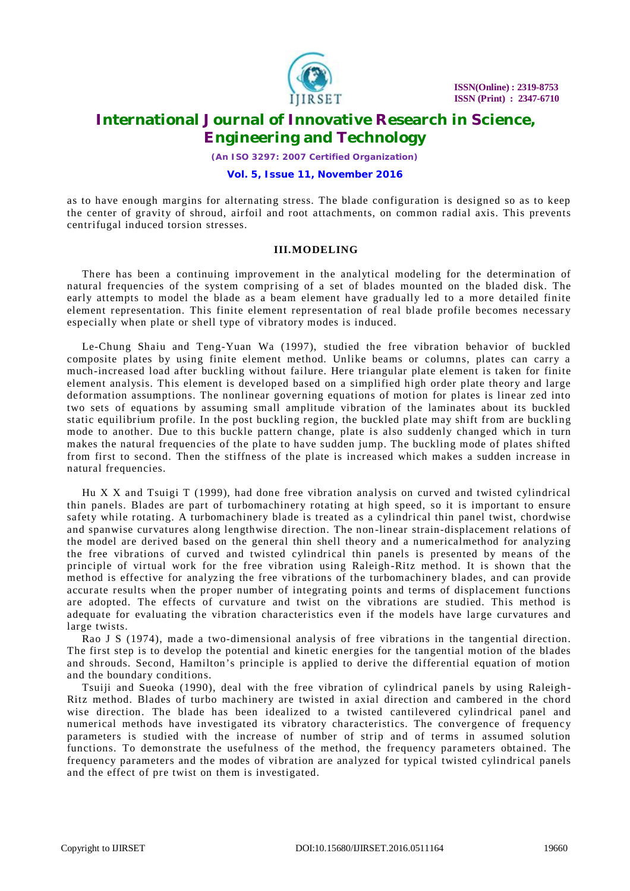as to have enough margins for alternating stress. The blade configuration is designed so as to keep the center of gravity of shroud, airfoil and root attachments, on common radial axis. This prevents centrifugal induced torsion stresses.

## III.MODELING

There has been a continuing improvement in the analytical modeling for the determination of natural frequencies of the system comprising of a set of blades mounted on the bladed disk. The early attempts to model the blade as a beam element have gradually led to a more detailed finite element representation. This finite element representation of real blade profile becomes necessary especially when plate or shell type of vibratory modes is induced.

Le-Chung Shaiu and Teng-Yuan Wa (1997), studied the free vibration behavior of buckled composite plates by using finite element method. Unlike beams or columns, plates can carry a much-increased load after buckling without failure. Here triangular plate element is taken for finite element analysis. This element is developed based on a simplified high order plate theory and large deformation assumptions. The nonlinear governing equations of motion for plates is linear zed into two sets of equations by assuming small amplitude vibration of the laminates about its buckled static equilibrium profile. In the post buckling region, the buckled plate may shift from are buckling mode to another. Due to this buckle pattern change, plate is also suddenly changed which in turn makes the natural frequencies of the plate to have sudden jump. The buckling mode of plates shifted from first to second. Then the stiffness of the plate is increased which makes a sudden increase in natural frequencies.

Hu X X and Tsuigi T (1999), had done free vibration analysis on curved and twisted cylindrical thin panels. Blades are part of turbomachinery rotating at high speed, so it is important to ensure safety while rotating. A turbomachinery blade is treated as a cylindrical thin panel twist, chordwise and spanwise curvatures along lengthwise direction. The non-linear strain-displacement relations of the model are derived based on the general thin shell theory and a numericalmethod for analyzing the free vibrations of curved and twisted cylindrical thin panels is presented by means of the principle of virtual work for the free vibration using Raleigh-Ritz method. It is shown that the method is effective for analyzing the free vibrations of the turbomachinery blades, and can provide accurate results when the proper number of integrating points and terms of displacement functions are adopted. The effects of curvature and twist on the vibrations are studied. This method is adequate for evaluating the vibration characteristics even if the models have large curvatures and large twists.

Rao J S (1974), made a two-dimensional analysis of free vibrations in the tangential direction. The first step is to develop the potential and kinetic energies for the tangential motion of the blades and shrouds. Second, Hamilton's principle is applied to derive the differential equation of motion and the boundary conditions.

Tsuiji and Sueoka (1990), deal with the free vibration of cylindrical panels by using Raleigh-Ritz method. Blades of turbo machinery are twisted in axial direction and cambered in the chord wise direction. The blade has been idealized to a twisted cantilevered cylindrical panel and numerical methods have investigated its vibratory characteristics. The convergence of frequency parameters is studied with the increase of number of strip and of terms in assumed solution functions. To demonstrate the usefulness of the method, the frequency parameters obtained. The frequency parameters and the modes of vibration are analyzed for typical twisted cylindrical panels and the effect of pre twist on them is investigated.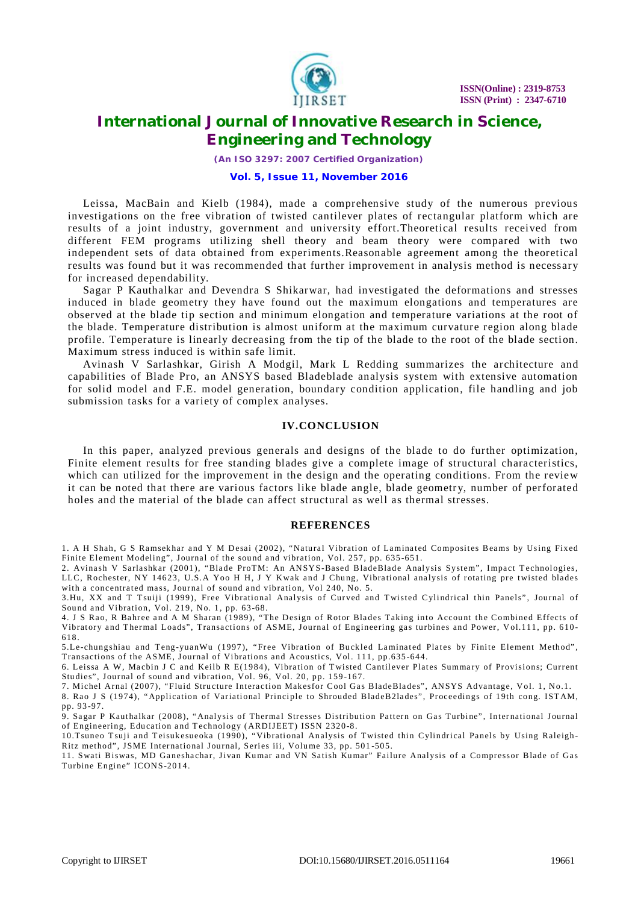Leissa, MacBain and Kielb (1984), made a comprehensive study of the numerous previous investigations on the free vibration of twisted cantilever plates of rectangular platform which are results of a joint industry, government and university effort.Theoretical results received from different FEM programs utilizing shell theory and beam theory were compared with two independent sets of data obtained from experiments.Reasonable agreement among the theoretical results was found but it was recommended that further improvement in analysis method is necessary for increased dependability.

Sagar P Kauthalkar and Devendra S Shikarwar, had investigated the deformations and stresses induced in blade geometry they have found out the maximum elongations and temperatures are observed at the blade tip section and minimum elongation and temperature variations at the root of the blade. Temperature distribution is almost uniform at the maximum curvature region along blade profile. Temperature is linearly decreasing from the tip of the blade to the root of the blade section. Maximum stress induced is within safe limit.

Avinash V Sarlashkar, Girish A Modgil, Mark L Redding summarizes the architecture and capabilities of Blade Pro, an ANSYS based Bladeblade analysis system with extensive automation for solid model and F.E. model generation, boundary condition application, file handling and job submission tasks for a variety of complex analyses.

## IV.CONCLUSION

In this paper, analyzed previous generals and designs of the blade to do further optimization, Finite element results for free standing blades give a complete image of structural characteristics, which can utilized for the improvement in the design and the operating conditions. From the review it can be noted that there are various factors like blade angle, blade geometry, number of perforated holes and the material of the blade can affect structural as well as thermal stresses.

## REFERENCES

1. A H Shah, G S Ramsekhar and Y M Desai (2002), "Natural Vibration of Laminated Composites Beams by Using Fixed Finite Element Modeling", Journal of the sound and vibration, Vol. 257, pp. 635-651.
2. Avinash V Sarlashkar (2001), "Blade ProTM: An ANSYS-Based BladeBlade Analysis System", Impact Technologies, LLC, Rochester, NY 14623, U.S.A Yoo H H, J Y Kwak and J Chung, Vibrational analysis of rotating pre twisted blades with a concentrated mass, Journal of sound and vibration, Vol 240, No. 5.
3. Hu, XX and T Tsuiji (1999), Free Vibrational Analysis of Curved and Twisted Cylindrical thin Panels", Journal of Sound and Vibration, Vol. 219, No. 1, pp. 63-68.
4. J S Rao, R Bahree and A M Sharan (1989), "The Design of Rotor Blades Taking into Account the Combined Effects of Vibratory and Thermal Loads", Transactions of ASME, Journal of Engineering gas turbines and Power, Vol.111, pp. 610-618.
5. Le-chungshiau and Teng-yuanWu (1997), "Free Vibration of Buckled Laminated Plates by Finite Element Method", Transactions of the ASME, Journal of Vibrations and Acoustics, Vol. 111, pp.635-644.
6. Leissa A W, Macbin J C and Keilb R E(1984), Vibration of Twisted Cantilever Plates Summary of Provisions; Current Studies", Journal of sound and vibration, Vol. 96, Vol. 20, pp. 159-167.
7. Michel Arnal (2007), "Fluid Structure Interaction Makesfor Cool Gas BladeBlades", ANSYS Advantage, Vol. 1, No.1.
8. Rao J S (1974), "Application of Variational Principle to Shrouded BladeB2lades", Proceedings of 19th cong. ISTAM, pp. 93-97.
9. Sagar P Kauthalkar (2008), "Analysis of Thermal Stresses Distribution Pattern on Gas Turbine", International Journal of Engineering, Education and Technology (ARDIJEET) ISSN 2320-8.
10. Tsuneo Tsuji and Teisukesueoka (1990), "Vibrational Analysis of Twisted thin Cylindrical Panels by Using Raleigh-Ritz method", JSME International Journal, Series iii, Volume 33, pp. 501-505.
11. Swati Biswas, MD Ganeshachar, Jivan Kumar and VN Satish Kumar" Failure Analysis of a Compressor Blade of Gas Turbine Engine" ICONS-2014.